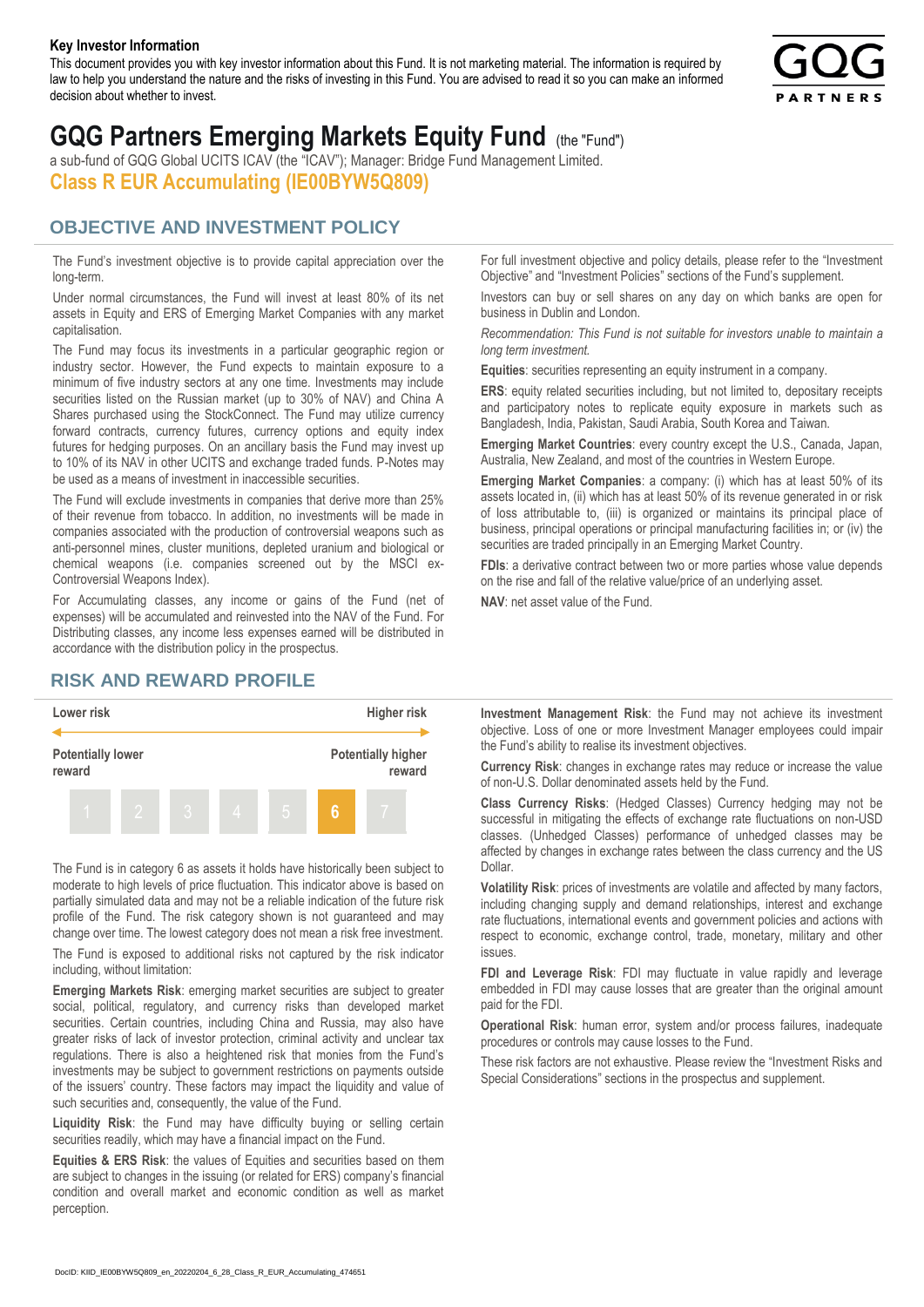**Key Investor Information**

This document provides you with key investor information about this Fund. It is not marketing material. The information is required by law to help you understand the nature and the risks of investing in this Fund. You are advised to read it so you can make an informed decision about whether to invest.

# GQG Partners Emerging Markets Equity Fund (the "Fund")

a sub-fund of GQG Global UCITS ICAV (the "ICAV"); Manager: Bridge Fund Management Limited.

## Class R EUR Accumulating (IE00BYW5Q809)

## OBJECTIVE AND INVESTMENT POLICY

The Fund's investment objective is to provide capital appreciation over the long-term.

Under normal circumstances, the Fund will invest at least 80% of its net assets in Equity and ERS of Emerging Market Companies with any market capitalisation.

The Fund may focus its investments in a particular geographic region or industry sector. However, the Fund expects to maintain exposure to a minimum of five industry sectors at any one time. Investments may include securities listed on the Russian market (up to 30% of NAV) and China A Shares purchased using the StockConnect. The Fund may utilize currency forward contracts, currency futures, currency options and equity index futures for hedging purposes. On an ancillary basis the Fund may invest up to 10% of its NAV in other UCITS and exchange traded funds. P-Notes may be used as a means of investment in inaccessible securities.

The Fund will exclude investments in companies that derive more than 25% of their revenue from tobacco. In addition, no investments will be made in companies associated with the production of controversial weapons such as anti-personnel mines, cluster munitions, depleted uranium and biological or chemical weapons (i.e. companies screened out by the MSCI ex-Controversial Weapons Index).

For Accumulating classes, any income or gains of the Fund (net of expenses) will be accumulated and reinvested into the NAV of the Fund. For Distributing classes, any income less expenses earned will be distributed in accordance with the distribution policy in the prospectus.

For full investment objective and policy details, please refer to the "Investment Objective" and "Investment Policies" sections of the Fund's supplement.

Investors can buy or sell shares on any day on which banks are open for business in Dublin and London.

*Recommendation: This Fund is not suitable for investors unable to maintain a long term investment.*

**Equities**: securities representing an equity instrument in a company.

**ERS**: equity related securities including, but not limited to, depositary receipts and participatory notes to replicate equity exposure in markets such as Bangladesh, India, Pakistan, Saudi Arabia, South Korea and Taiwan.

**Emerging Market Countries**: every country except the U.S., Canada, Japan, Australia, New Zealand, and most of the countries in Western Europe.

**Emerging Market Companies**: a company: (i) which has at least 50% of its assets located in, (ii) which has at least 50% of its revenue generated in or risk of loss attributable to, (iii) is organized or maintains its principal place of business, principal operations or principal manufacturing facilities in; or (iv) the securities are traded principally in an Emerging Market Country.

**FDIs**: a derivative contract between two or more parties whose value depends on the rise and fall of the relative value/price of an underlying asset.

**NAV**: net asset value of the Fund.

## RISK AND REWARD PROFILE

| Lower risk | | | | | | Higher risk |
|---|---|---|---|---|---|---|
| Potentially lower reward | | | | | | Potentially higher reward |
| 1 | 2 | 3 | 4 | 5 | **6** | 7 |

The Fund is in category 6 as assets it holds have historically been subject to moderate to high levels of price fluctuation. This indicator above is based on partially simulated data and may not be a reliable indication of the future risk profile of the Fund. The risk category shown is not guaranteed and may change over time. The lowest category does not mean a risk free investment.

The Fund is exposed to additional risks not captured by the risk indicator including, without limitation:

**Emerging Markets Risk**: emerging market securities are subject to greater social, political, regulatory, and currency risks than developed market securities. Certain countries, including China and Russia, may also have greater risks of lack of investor protection, criminal activity and unclear tax regulations. There is also a heightened risk that monies from the Fund's investments may be subject to government restrictions on payments outside of the issuers' country. These factors may impact the liquidity and value of such securities and, consequently, the value of the Fund.

**Liquidity Risk**: the Fund may have difficulty buying or selling certain securities readily, which may have a financial impact on the Fund.

**Equities & ERS Risk**: the values of Equities and securities based on them are subject to changes in the issuing (or related for ERS) company's financial condition and overall market and economic condition as well as market perception.

**Investment Management Risk**: the Fund may not achieve its investment objective. Loss of one or more Investment Manager employees could impair the Fund's ability to realise its investment objectives.

**Currency Risk**: changes in exchange rates may reduce or increase the value of non-U.S. Dollar denominated assets held by the Fund.

**Class Currency Risks**: (Hedged Classes) Currency hedging may not be successful in mitigating the effects of exchange rate fluctuations on non-USD classes. (Unhedged Classes) performance of unhedged classes may be affected by changes in exchange rates between the class currency and the US Dollar.

**Volatility Risk**: prices of investments are volatile and affected by many factors, including changing supply and demand relationships, interest and exchange rate fluctuations, international events and government policies and actions with respect to economic, exchange control, trade, monetary, military and other issues.

**FDI and Leverage Risk**: FDI may fluctuate in value rapidly and leverage embedded in FDI may cause losses that are greater than the original amount paid for the FDI.

**Operational Risk**: human error, system and/or process failures, inadequate procedures or controls may cause losses to the Fund.

These risk factors are not exhaustive. Please review the "Investment Risks and Special Considerations" sections in the prospectus and supplement.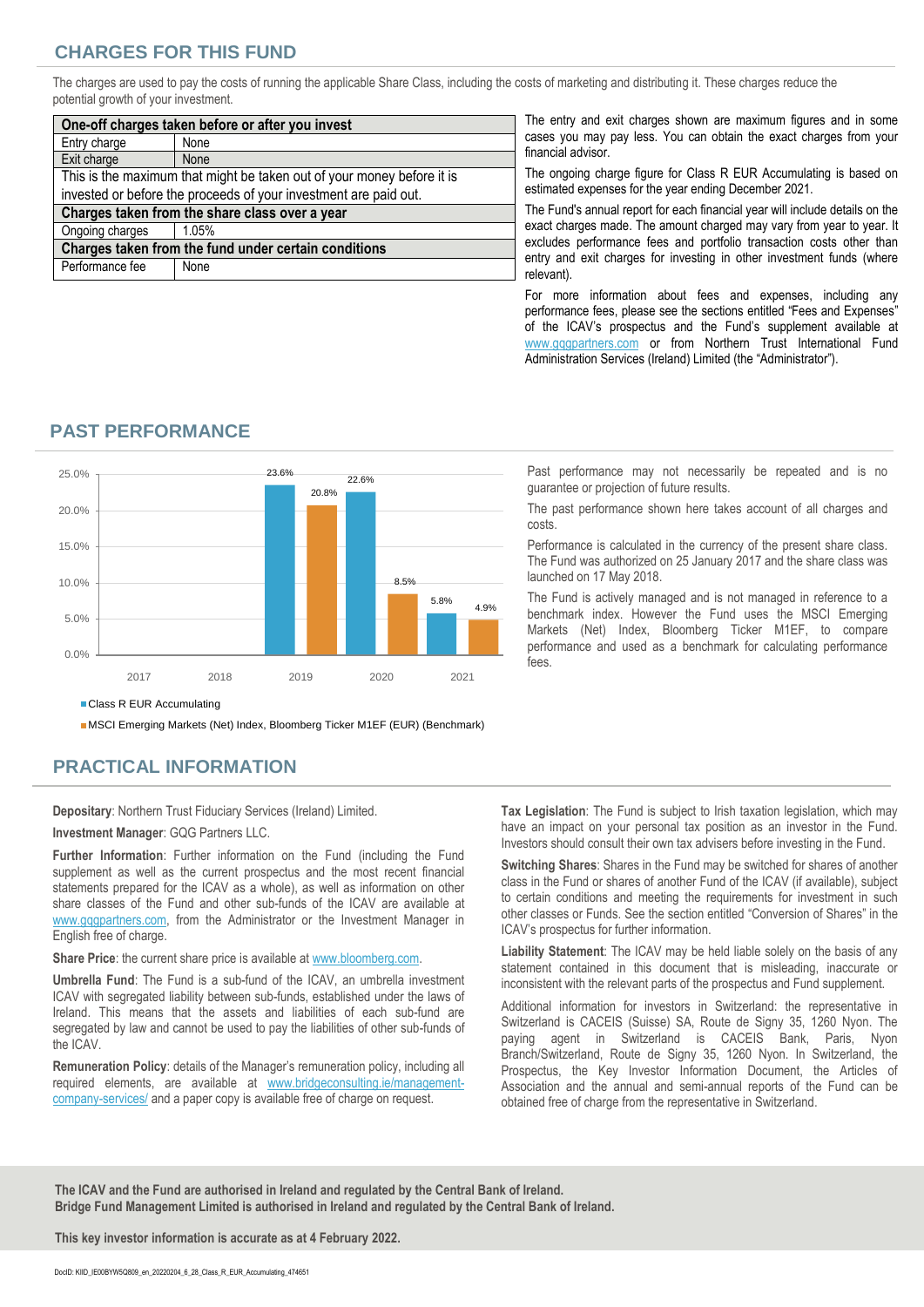## CHARGES FOR THIS FUND

The charges are used to pay the costs of running the applicable Share Class, including the costs of marketing and distributing it. These charges reduce the potential growth of your investment.

| One-off charges taken before or after you invest | |
|---|---|
| Entry charge | None |
| Exit charge | None |
| This is the maximum that might be taken out of your money before it is invested or before the proceeds of your investment are paid out. | |
| **Charges taken from the share class over a year** | |
| Ongoing charges | 1.05% |
| **Charges taken from the fund under certain conditions** | |
| Performance fee | None |

The entry and exit charges shown are maximum figures and in some cases you may pay less. You can obtain the exact charges from your financial advisor.

The ongoing charge figure for Class R EUR Accumulating is based on estimated expenses for the year ending December 2021.

The Fund's annual report for each financial year will include details on the exact charges made. The amount charged may vary from year to year. It excludes performance fees and portfolio transaction costs other than entry and exit charges for investing in other investment funds (where relevant).

For more information about fees and expenses, including any performance fees, please see the sections entitled "Fees and Expenses" of the ICAV's prospectus and the Fund's supplement available at www.gqgpartners.com or from Northern Trust International Fund Administration Services (Ireland) Limited (the "Administrator").

## PAST PERFORMANCE

25.0%
20.0%
15.0%
10.0%
5.0%
0.0%

23.6%
20.8%
22.6%
8.5%
5.8%
4.9%

2017
2018
2019
2020
2021

Class R EUR Accumulating
MSCI Emerging Markets (Net) Index, Bloomberg Ticker M1EF (EUR) (Benchmark)

Past performance may not necessarily be repeated and is no guarantee or projection of future results.

The past performance shown here takes account of all charges and costs.

Performance is calculated in the currency of the present share class. The Fund was authorized on 25 January 2017 and the share class was launched on 17 May 2018.

The Fund is actively managed and is not managed in reference to a benchmark index. However the Fund uses the MSCI Emerging Markets (Net) Index, Bloomberg Ticker M1EF, to compare performance and used as a benchmark for calculating performance fees.

## PRACTICAL INFORMATION

**Depositary**: Northern Trust Fiduciary Services (Ireland) Limited.

**Investment Manager**: GQG Partners LLC.

**Further Information**: Further information on the Fund (including the Fund supplement as well as the current prospectus and the most recent financial statements prepared for the ICAV as a whole), as well as information on other share classes of the Fund and other sub-funds of the ICAV are available at www.gqgpartners.com, from the Administrator or the Investment Manager in English free of charge.

**Share Price**: the current share price is available at www.bloomberg.com.

**Umbrella Fund**: The Fund is a sub-fund of the ICAV, an umbrella investment ICAV with segregated liability between sub-funds, established under the laws of Ireland. This means that the assets and liabilities of each sub-fund are segregated by law and cannot be used to pay the liabilities of other sub-funds of the ICAV.

**Remuneration Policy**: details of the Manager's remuneration policy, including all required elements, are available at www.bridgeconsulting.ie/management-company-services/ and a paper copy is available free of charge on request.

**Tax Legislation**: The Fund is subject to Irish taxation legislation, which may have an impact on your personal tax position as an investor in the Fund. Investors should consult their own tax advisers before investing in the Fund.

**Switching Shares**: Shares in the Fund may be switched for shares of another class in the Fund or shares of another Fund of the ICAV (if available), subject to certain conditions and meeting the requirements for investment in such other classes or Funds. See the section entitled "Conversion of Shares" in the ICAV's prospectus for further information.

**Liability Statement**: The ICAV may be held liable solely on the basis of any statement contained in this document that is misleading, inaccurate or inconsistent with the relevant parts of the prospectus and Fund supplement.

Additional information for investors in Switzerland: the representative in Switzerland is CACEIS (Suisse) SA, Route de Signy 35, 1260 Nyon. The paying agent in Switzerland is CACEIS Bank, Paris, Nyon Branch/Switzerland, Route de Signy 35, 1260 Nyon. In Switzerland, the Prospectus, the Key Investor Information Document, the Articles of Association and the annual and semi-annual reports of the Fund can be obtained free of charge from the representative in Switzerland.

**The ICAV and the Fund are authorised in Ireland and regulated by the Central Bank of Ireland.**
**Bridge Fund Management Limited is authorised in Ireland and regulated by the Central Bank of Ireland.**

**This key investor information is accurate as at 4 February 2022.**

DocID: KIID_IE00BYW5Q809_en_20220204_6_28_Class_R_EUR_Accumulating_474651